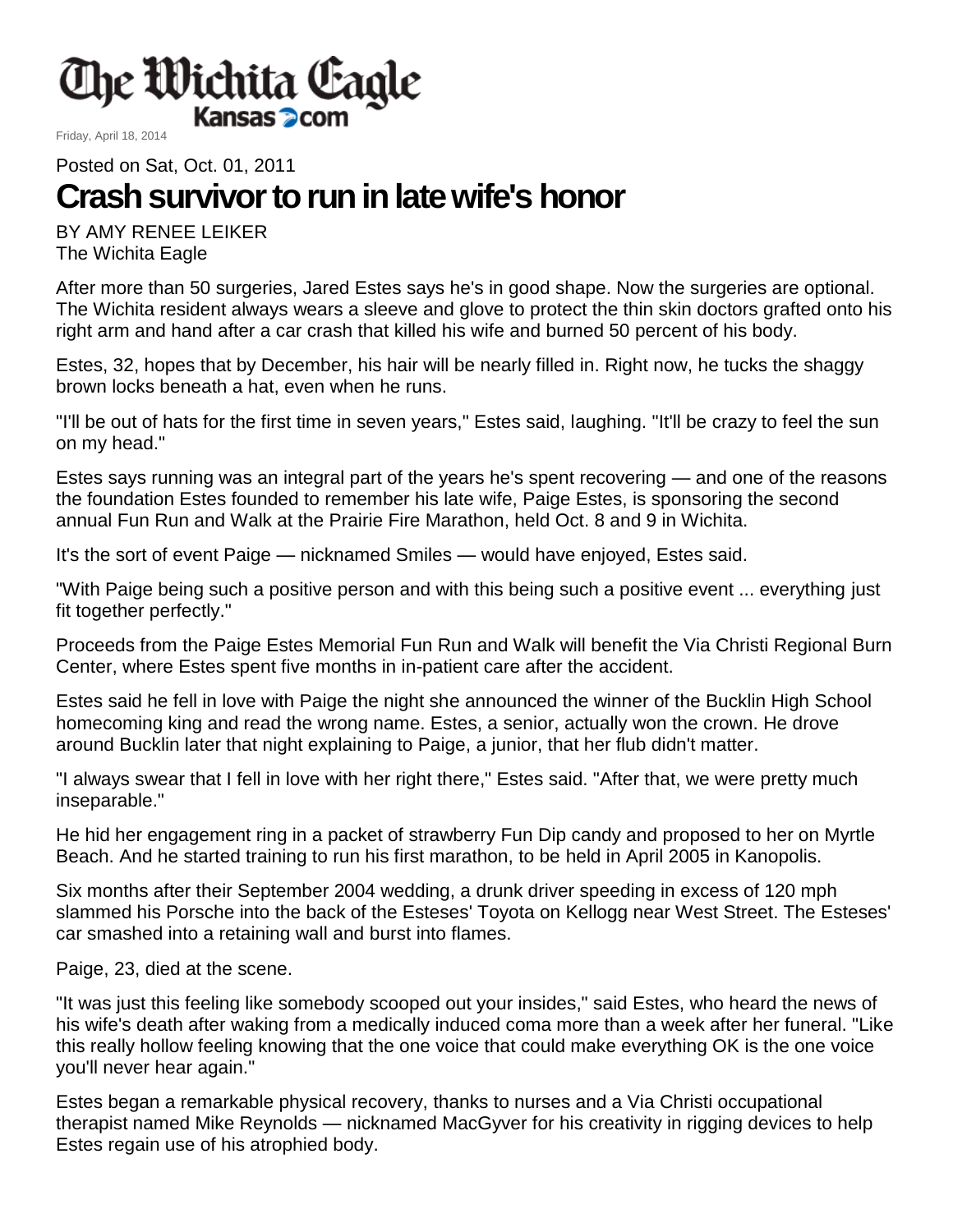# The Wichita Eagle

Kansas.com

Friday, April 18, 2014

Posted on Sat, Oct. 01, 2011

## Crash survivor to run in late wife's honor

BY AMY RENEE LEIKER
The Wichita Eagle

After more than 50 surgeries, Jared Estes says he's in good shape. Now the surgeries are optional. The Wichita resident always wears a sleeve and glove to protect the thin skin doctors grafted onto his right arm and hand after a car crash that killed his wife and burned 50 percent of his body.

Estes, 32, hopes that by December, his hair will be nearly filled in. Right now, he tucks the shaggy brown locks beneath a hat, even when he runs.

"I'll be out of hats for the first time in seven years," Estes said, laughing. "It'll be crazy to feel the sun on my head."

Estes says running was an integral part of the years he's spent recovering — and one of the reasons the foundation Estes founded to remember his late wife, Paige Estes, is sponsoring the second annual Fun Run and Walk at the Prairie Fire Marathon, held Oct. 8 and 9 in Wichita.

It's the sort of event Paige — nicknamed Smiles — would have enjoyed, Estes said.

"With Paige being such a positive person and with this being such a positive event ... everything just fit together perfectly."

Proceeds from the Paige Estes Memorial Fun Run and Walk will benefit the Via Christi Regional Burn Center, where Estes spent five months in in-patient care after the accident.

Estes said he fell in love with Paige the night she announced the winner of the Bucklin High School homecoming king and read the wrong name. Estes, a senior, actually won the crown. He drove around Bucklin later that night explaining to Paige, a junior, that her flub didn't matter.

"I always swear that I fell in love with her right there," Estes said. "After that, we were pretty much inseparable."

He hid her engagement ring in a packet of strawberry Fun Dip candy and proposed to her on Myrtle Beach. And he started training to run his first marathon, to be held in April 2005 in Kanopolis.

Six months after their September 2004 wedding, a drunk driver speeding in excess of 120 mph slammed his Porsche into the back of the Esteses' Toyota on Kellogg near West Street. The Esteses' car smashed into a retaining wall and burst into flames.

Paige, 23, died at the scene.

"It was just this feeling like somebody scooped out your insides," said Estes, who heard the news of his wife's death after waking from a medically induced coma more than a week after her funeral. "Like this really hollow feeling knowing that the one voice that could make everything OK is the one voice you'll never hear again."

Estes began a remarkable physical recovery, thanks to nurses and a Via Christi occupational therapist named Mike Reynolds — nicknamed MacGyver for his creativity in rigging devices to help Estes regain use of his atrophied body.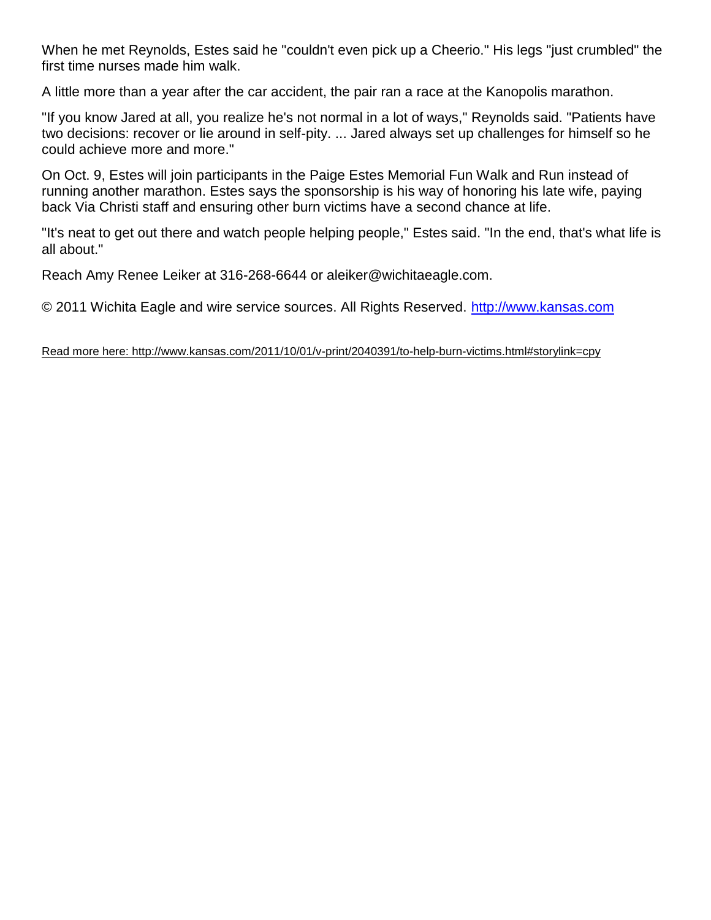When he met Reynolds, Estes said he "couldn't even pick up a Cheerio." His legs "just crumbled" the first time nurses made him walk.

A little more than a year after the car accident, the pair ran a race at the Kanopolis marathon.

"If you know Jared at all, you realize he's not normal in a lot of ways," Reynolds said. "Patients have two decisions: recover or lie around in self-pity. ... Jared always set up challenges for himself so he could achieve more and more."

On Oct. 9, Estes will join participants in the Paige Estes Memorial Fun Walk and Run instead of running another marathon. Estes says the sponsorship is his way of honoring his late wife, paying back Via Christi staff and ensuring other burn victims have a second chance at life.

"It's neat to get out there and watch people helping people," Estes said. "In the end, that's what life is all about."

Reach Amy Renee Leiker at 316-268-6644 or aleiker@wichitaeagle.com.

© 2011 Wichita Eagle and wire service sources. All Rights Reserved. http://www.kansas.com

Read more here: http://www.kansas.com/2011/10/01/v-print/2040391/to-help-burn-victims.html#storylink=cpy